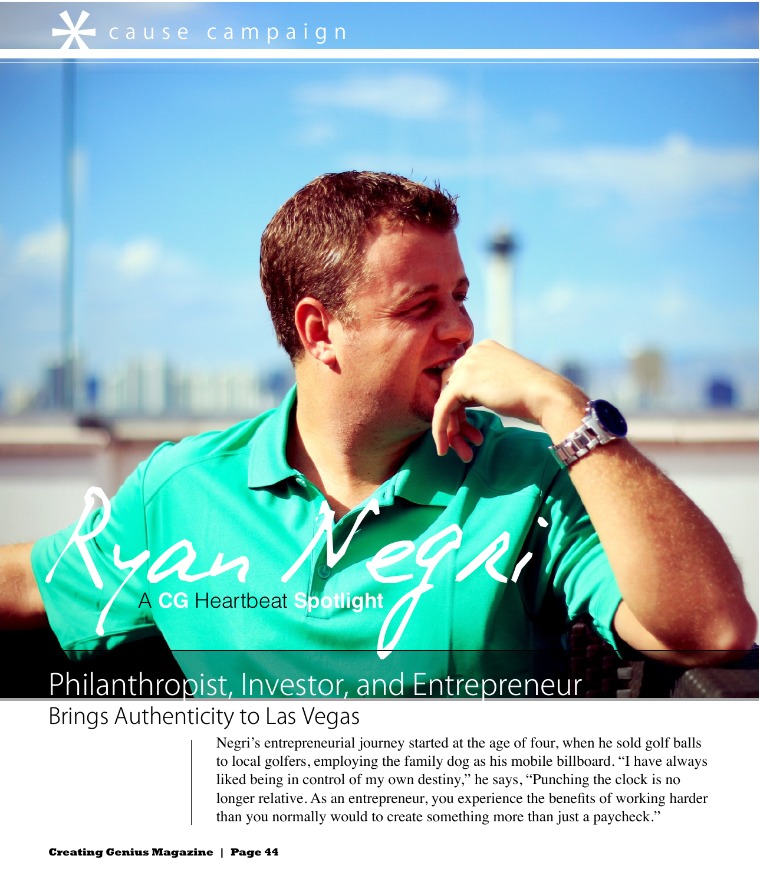cause campaign

# Ryan Negri

A **CG** Heartbeat **Spotlight**

## Philanthropist, Investor, and Entrepreneur Brings Authenticity to Las Vegas

Negri's entrepreneurial journey started at the age of four, when he sold golf balls to local golfers, employing the family dog as his mobile billboard. "I have always liked being in control of my own destiny," he says, "Punching the clock is no longer relative. As an entrepreneur, you experience the benefits of working harder than you normally would to create something more than just a paycheck."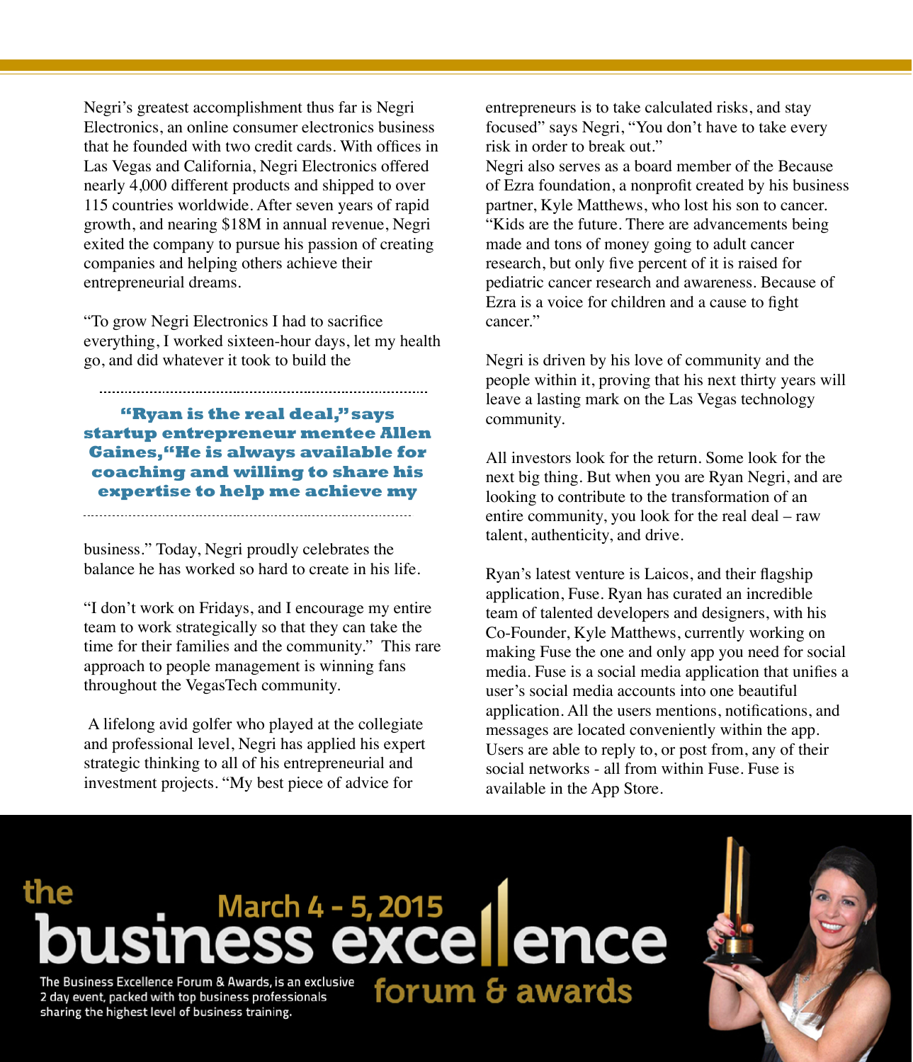Negri's greatest accomplishment thus far is Negri Electronics, an online consumer electronics business that he founded with two credit cards. With offices in Las Vegas and California, Negri Electronics offered nearly 4,000 different products and shipped to over 115 countries worldwide. After seven years of rapid growth, and nearing $18M in annual revenue, Negri exited the company to pursue his passion of creating companies and helping others achieve their entrepreneurial dreams.

"To grow Negri Electronics I had to sacrifice everything, I worked sixteen-hour days, let my health go, and did whatever it took to build the business." Today, Negri proudly celebrates the balance he has worked so hard to create in his life.

**"Ryan is the real deal," says startup entrepreneur mentee Allen Gaines, "He is always available for coaching and willing to share his expertise to help me achieve my**

"I don't work on Fridays, and I encourage my entire team to work strategically so that they can take the time for their families and the community." This rare approach to people management is winning fans throughout the VegasTech community.

A lifelong avid golfer who played at the collegiate and professional level, Negri has applied his expert strategic thinking to all of his entrepreneurial and investment projects. "My best piece of advice for entrepreneurs is to take calculated risks, and stay focused" says Negri, "You don't have to take every risk in order to break out."

Negri also serves as a board member of the Because of Ezra foundation, a nonprofit created by his business partner, Kyle Matthews, who lost his son to cancer. "Kids are the future. There are advancements being made and tons of money going to adult cancer research, but only five percent of it is raised for pediatric cancer research and awareness. Because of Ezra is a voice for children and a cause to fight cancer."

Negri is driven by his love of community and the people within it, proving that his next thirty years will leave a lasting mark on the Las Vegas technology community.

All investors look for the return. Some look for the next big thing. But when you are Ryan Negri, and are looking to contribute to the transformation of an entire community, you look for the real deal – raw talent, authenticity, and drive.

Ryan's latest venture is Laicos, and their flagship application, Fuse. Ryan has curated an incredible team of talented developers and designers, with his Co-Founder, Kyle Matthews, currently working on making Fuse the one and only app you need for social media. Fuse is a social media application that unifies a user's social media accounts into one beautiful application. All the users mentions, notifications, and messages are located conveniently within the app. Users are able to reply to, or post from, any of their social networks - all from within Fuse. Fuse is available in the App Store.

the business excellence forum & awards

March 4 - 5, 2015

The Business Excellence Forum & Awards, is an exclusive 2 day event, packed with top business professionals sharing the highest level of business training.